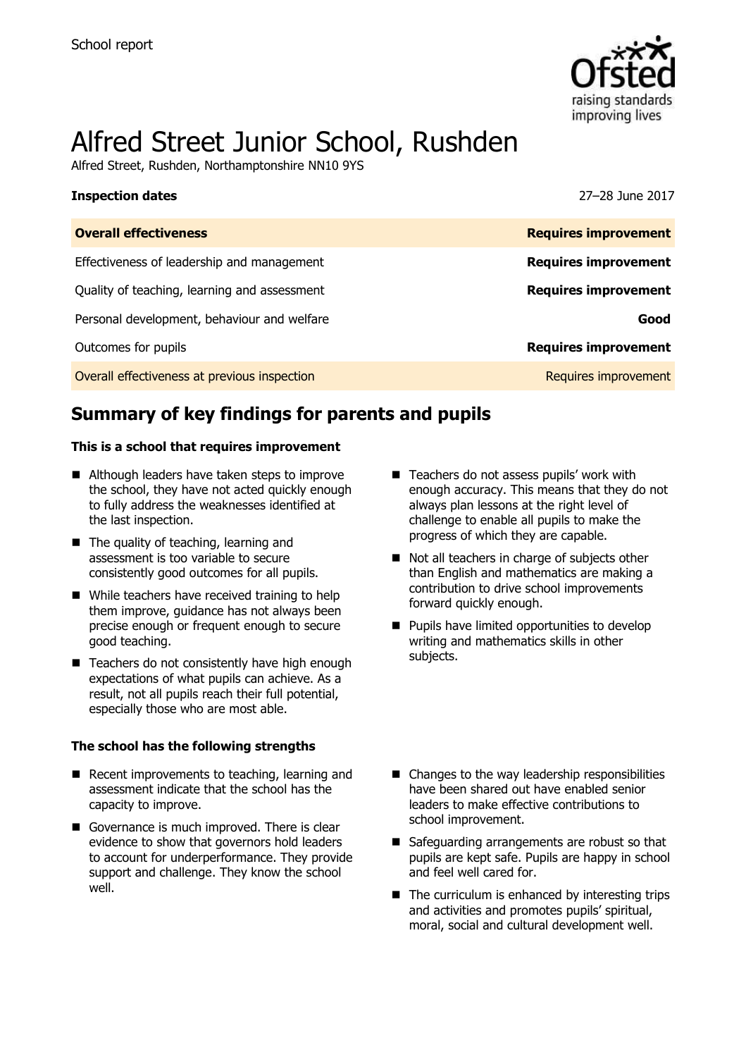School report

# Alfred Street Junior School, Rushden

Alfred Street, Rushden, Northamptonshire NN10 9YS

**Inspection dates** 27–28 June 2017

| **Overall effectiveness** | **Requires improvement** |
| --- | --- |
| Effectiveness of leadership and management | **Requires improvement** |
| Quality of teaching, learning and assessment | **Requires improvement** |
| Personal development, behaviour and welfare | **Good** |
| Outcomes for pupils | **Requires improvement** |
| Overall effectiveness at previous inspection | Requires improvement |

## Summary of key findings for parents and pupils

**This is a school that requires improvement**

- Although leaders have taken steps to improve the school, they have not acted quickly enough to fully address the weaknesses identified at the last inspection.
- The quality of teaching, learning and assessment is too variable to secure consistently good outcomes for all pupils.
- While teachers have received training to help them improve, guidance has not always been precise enough or frequent enough to secure good teaching.
- Teachers do not consistently have high enough expectations of what pupils can achieve. As a result, not all pupils reach their full potential, especially those who are most able.
- Teachers do not assess pupils' work with enough accuracy. This means that they do not always plan lessons at the right level of challenge to enable all pupils to make the progress of which they are capable.
- Not all teachers in charge of subjects other than English and mathematics are making a contribution to drive school improvements forward quickly enough.
- Pupils have limited opportunities to develop writing and mathematics skills in other subjects.

**The school has the following strengths**

- Recent improvements to teaching, learning and assessment indicate that the school has the capacity to improve.
- Governance is much improved. There is clear evidence to show that governors hold leaders to account for underperformance. They provide support and challenge. They know the school well.
- Changes to the way leadership responsibilities have been shared out have enabled senior leaders to make effective contributions to school improvement.
- Safeguarding arrangements are robust so that pupils are kept safe. Pupils are happy in school and feel well cared for.
- The curriculum is enhanced by interesting trips and activities and promotes pupils' spiritual, moral, social and cultural development well.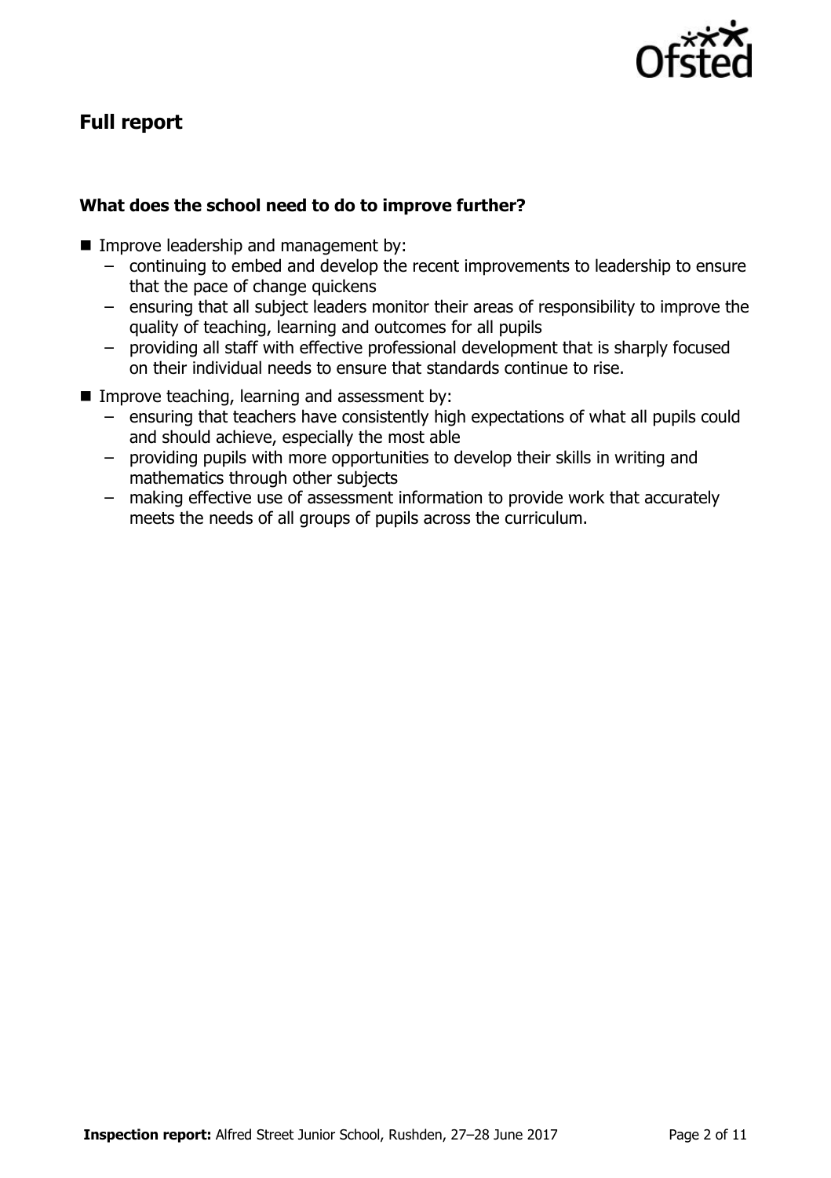## Full report

### What does the school need to do to improve further?

- Improve leadership and management by:
  - continuing to embed and develop the recent improvements to leadership to ensure that the pace of change quickens
  - ensuring that all subject leaders monitor their areas of responsibility to improve the quality of teaching, learning and outcomes for all pupils
  - providing all staff with effective professional development that is sharply focused on their individual needs to ensure that standards continue to rise.
- Improve teaching, learning and assessment by:
  - ensuring that teachers have consistently high expectations of what all pupils could and should achieve, especially the most able
  - providing pupils with more opportunities to develop their skills in writing and mathematics through other subjects
  - making effective use of assessment information to provide work that accurately meets the needs of all groups of pupils across the curriculum.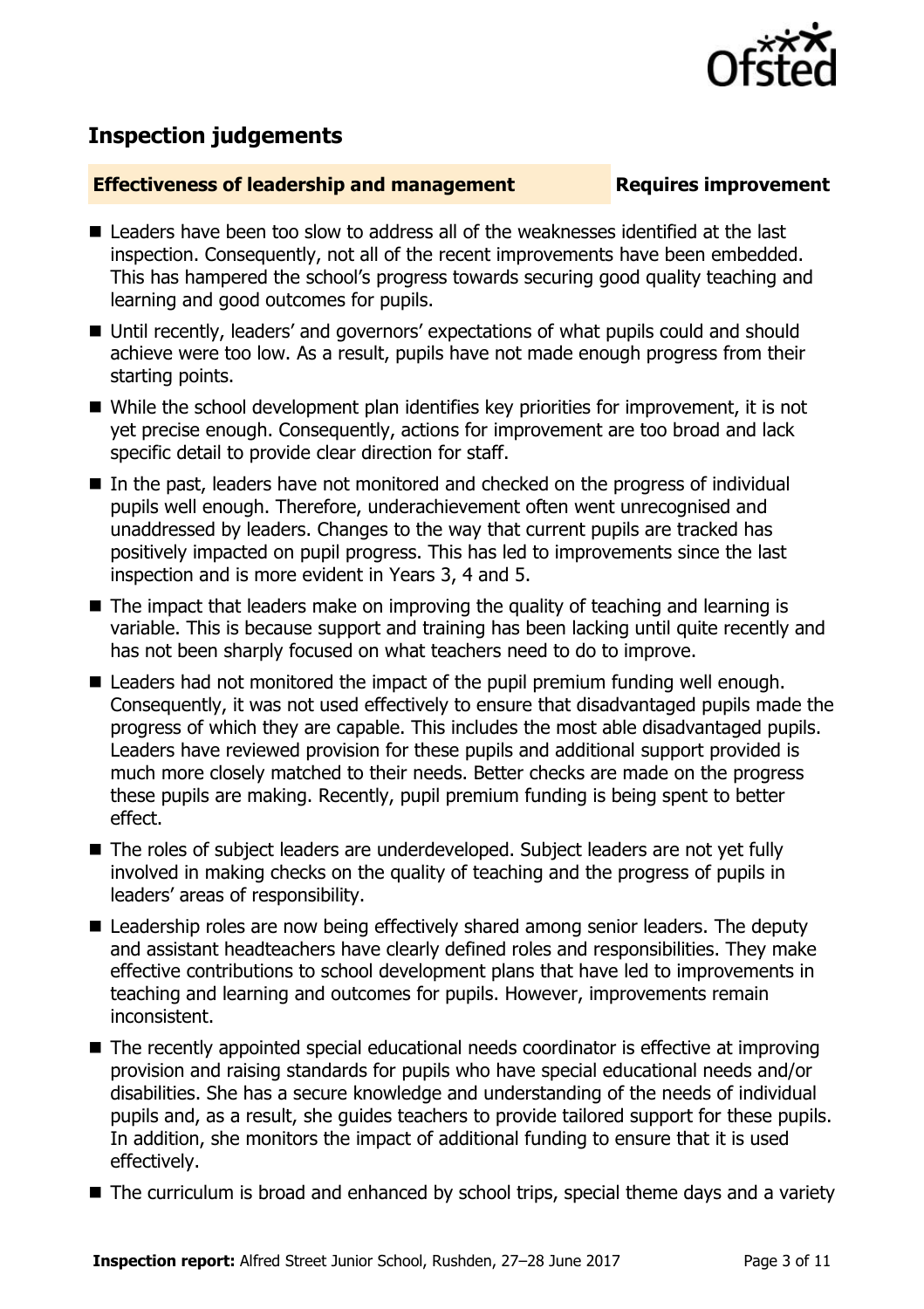## Inspection judgements

**Effectiveness of leadership and management** **Requires improvement**

- Leaders have been too slow to address all of the weaknesses identified at the last inspection. Consequently, not all of the recent improvements have been embedded. This has hampered the school's progress towards securing good quality teaching and learning and good outcomes for pupils.
- Until recently, leaders' and governors' expectations of what pupils could and should achieve were too low. As a result, pupils have not made enough progress from their starting points.
- While the school development plan identifies key priorities for improvement, it is not yet precise enough. Consequently, actions for improvement are too broad and lack specific detail to provide clear direction for staff.
- In the past, leaders have not monitored and checked on the progress of individual pupils well enough. Therefore, underachievement often went unrecognised and unaddressed by leaders. Changes to the way that current pupils are tracked has positively impacted on pupil progress. This has led to improvements since the last inspection and is more evident in Years 3, 4 and 5.
- The impact that leaders make on improving the quality of teaching and learning is variable. This is because support and training has been lacking until quite recently and has not been sharply focused on what teachers need to do to improve.
- Leaders had not monitored the impact of the pupil premium funding well enough. Consequently, it was not used effectively to ensure that disadvantaged pupils made the progress of which they are capable. This includes the most able disadvantaged pupils. Leaders have reviewed provision for these pupils and additional support provided is much more closely matched to their needs. Better checks are made on the progress these pupils are making. Recently, pupil premium funding is being spent to better effect.
- The roles of subject leaders are underdeveloped. Subject leaders are not yet fully involved in making checks on the quality of teaching and the progress of pupils in leaders' areas of responsibility.
- Leadership roles are now being effectively shared among senior leaders. The deputy and assistant headteachers have clearly defined roles and responsibilities. They make effective contributions to school development plans that have led to improvements in teaching and learning and outcomes for pupils. However, improvements remain inconsistent.
- The recently appointed special educational needs coordinator is effective at improving provision and raising standards for pupils who have special educational needs and/or disabilities. She has a secure knowledge and understanding of the needs of individual pupils and, as a result, she guides teachers to provide tailored support for these pupils. In addition, she monitors the impact of additional funding to ensure that it is used effectively.
- The curriculum is broad and enhanced by school trips, special theme days and a variety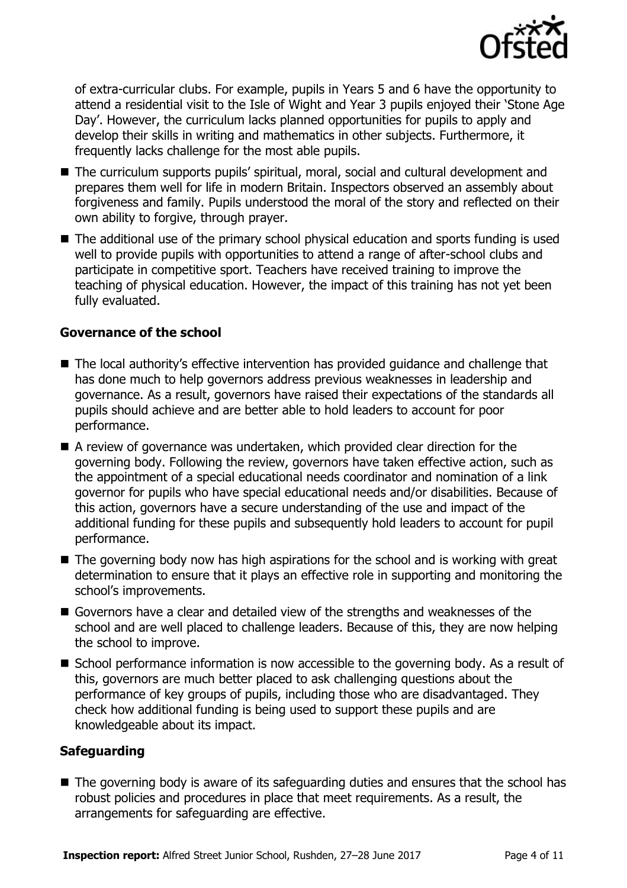of extra-curricular clubs. For example, pupils in Years 5 and 6 have the opportunity to attend a residential visit to the Isle of Wight and Year 3 pupils enjoyed their 'Stone Age Day'. However, the curriculum lacks planned opportunities for pupils to apply and develop their skills in writing and mathematics in other subjects. Furthermore, it frequently lacks challenge for the most able pupils.

- The curriculum supports pupils' spiritual, moral, social and cultural development and prepares them well for life in modern Britain. Inspectors observed an assembly about forgiveness and family. Pupils understood the moral of the story and reflected on their own ability to forgive, through prayer.
- The additional use of the primary school physical education and sports funding is used well to provide pupils with opportunities to attend a range of after-school clubs and participate in competitive sport. Teachers have received training to improve the teaching of physical education. However, the impact of this training has not yet been fully evaluated.

### Governance of the school

- The local authority's effective intervention has provided guidance and challenge that has done much to help governors address previous weaknesses in leadership and governance. As a result, governors have raised their expectations of the standards all pupils should achieve and are better able to hold leaders to account for poor performance.
- A review of governance was undertaken, which provided clear direction for the governing body. Following the review, governors have taken effective action, such as the appointment of a special educational needs coordinator and nomination of a link governor for pupils who have special educational needs and/or disabilities. Because of this action, governors have a secure understanding of the use and impact of the additional funding for these pupils and subsequently hold leaders to account for pupil performance.
- The governing body now has high aspirations for the school and is working with great determination to ensure that it plays an effective role in supporting and monitoring the school's improvements.
- Governors have a clear and detailed view of the strengths and weaknesses of the school and are well placed to challenge leaders. Because of this, they are now helping the school to improve.
- School performance information is now accessible to the governing body. As a result of this, governors are much better placed to ask challenging questions about the performance of key groups of pupils, including those who are disadvantaged. They check how additional funding is being used to support these pupils and are knowledgeable about its impact.

### Safeguarding

- The governing body is aware of its safeguarding duties and ensures that the school has robust policies and procedures in place that meet requirements. As a result, the arrangements for safeguarding are effective.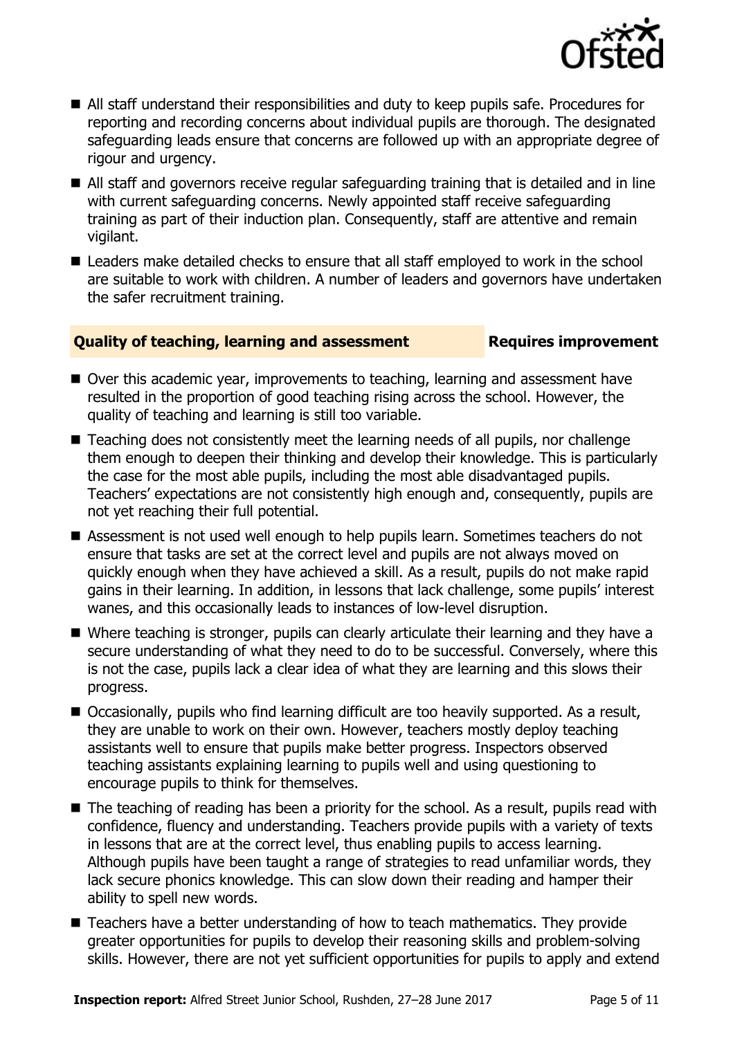- All staff understand their responsibilities and duty to keep pupils safe. Procedures for reporting and recording concerns about individual pupils are thorough. The designated safeguarding leads ensure that concerns are followed up with an appropriate degree of rigour and urgency.
- All staff and governors receive regular safeguarding training that is detailed and in line with current safeguarding concerns. Newly appointed staff receive safeguarding training as part of their induction plan. Consequently, staff are attentive and remain vigilant.
- Leaders make detailed checks to ensure that all staff employed to work in the school are suitable to work with children. A number of leaders and governors have undertaken the safer recruitment training.

## Quality of teaching, learning and assessment — Requires improvement

- Over this academic year, improvements to teaching, learning and assessment have resulted in the proportion of good teaching rising across the school. However, the quality of teaching and learning is still too variable.
- Teaching does not consistently meet the learning needs of all pupils, nor challenge them enough to deepen their thinking and develop their knowledge. This is particularly the case for the most able pupils, including the most able disadvantaged pupils. Teachers' expectations are not consistently high enough and, consequently, pupils are not yet reaching their full potential.
- Assessment is not used well enough to help pupils learn. Sometimes teachers do not ensure that tasks are set at the correct level and pupils are not always moved on quickly enough when they have achieved a skill. As a result, pupils do not make rapid gains in their learning. In addition, in lessons that lack challenge, some pupils' interest wanes, and this occasionally leads to instances of low-level disruption.
- Where teaching is stronger, pupils can clearly articulate their learning and they have a secure understanding of what they need to do to be successful. Conversely, where this is not the case, pupils lack a clear idea of what they are learning and this slows their progress.
- Occasionally, pupils who find learning difficult are too heavily supported. As a result, they are unable to work on their own. However, teachers mostly deploy teaching assistants well to ensure that pupils make better progress. Inspectors observed teaching assistants explaining learning to pupils well and using questioning to encourage pupils to think for themselves.
- The teaching of reading has been a priority for the school. As a result, pupils read with confidence, fluency and understanding. Teachers provide pupils with a variety of texts in lessons that are at the correct level, thus enabling pupils to access learning. Although pupils have been taught a range of strategies to read unfamiliar words, they lack secure phonics knowledge. This can slow down their reading and hamper their ability to spell new words.
- Teachers have a better understanding of how to teach mathematics. They provide greater opportunities for pupils to develop their reasoning skills and problem-solving skills. However, there are not yet sufficient opportunities for pupils to apply and extend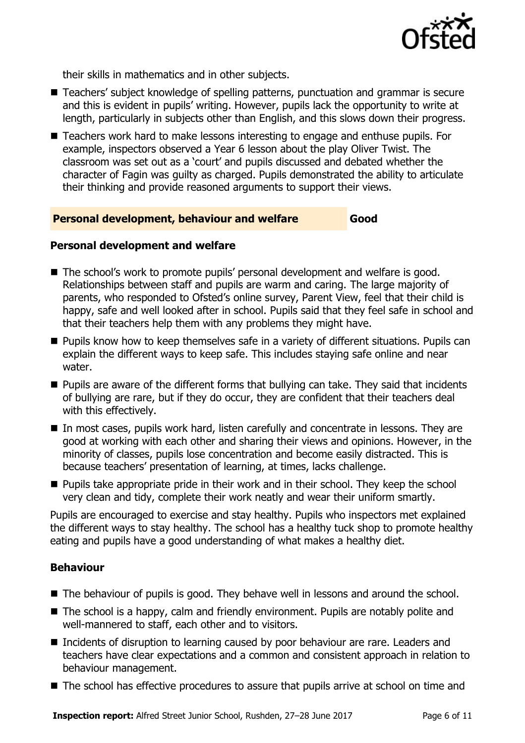their skills in mathematics and in other subjects.

- Teachers' subject knowledge of spelling patterns, punctuation and grammar is secure and this is evident in pupils' writing. However, pupils lack the opportunity to write at length, particularly in subjects other than English, and this slows down their progress.
- Teachers work hard to make lessons interesting to engage and enthuse pupils. For example, inspectors observed a Year 6 lesson about the play Oliver Twist. The classroom was set out as a 'court' and pupils discussed and debated whether the character of Fagin was guilty as charged. Pupils demonstrated the ability to articulate their thinking and provide reasoned arguments to support their views.

## Personal development, behaviour and welfare — Good

### Personal development and welfare

- The school's work to promote pupils' personal development and welfare is good. Relationships between staff and pupils are warm and caring. The large majority of parents, who responded to Ofsted's online survey, Parent View, feel that their child is happy, safe and well looked after in school. Pupils said that they feel safe in school and that their teachers help them with any problems they might have.
- Pupils know how to keep themselves safe in a variety of different situations. Pupils can explain the different ways to keep safe. This includes staying safe online and near water.
- Pupils are aware of the different forms that bullying can take. They said that incidents of bullying are rare, but if they do occur, they are confident that their teachers deal with this effectively.
- In most cases, pupils work hard, listen carefully and concentrate in lessons. They are good at working with each other and sharing their views and opinions. However, in the minority of classes, pupils lose concentration and become easily distracted. This is because teachers' presentation of learning, at times, lacks challenge.
- Pupils take appropriate pride in their work and in their school. They keep the school very clean and tidy, complete their work neatly and wear their uniform smartly.

Pupils are encouraged to exercise and stay healthy. Pupils who inspectors met explained the different ways to stay healthy. The school has a healthy tuck shop to promote healthy eating and pupils have a good understanding of what makes a healthy diet.

### Behaviour

- The behaviour of pupils is good. They behave well in lessons and around the school.
- The school is a happy, calm and friendly environment. Pupils are notably polite and well-mannered to staff, each other and to visitors.
- Incidents of disruption to learning caused by poor behaviour are rare. Leaders and teachers have clear expectations and a common and consistent approach in relation to behaviour management.
- The school has effective procedures to assure that pupils arrive at school on time and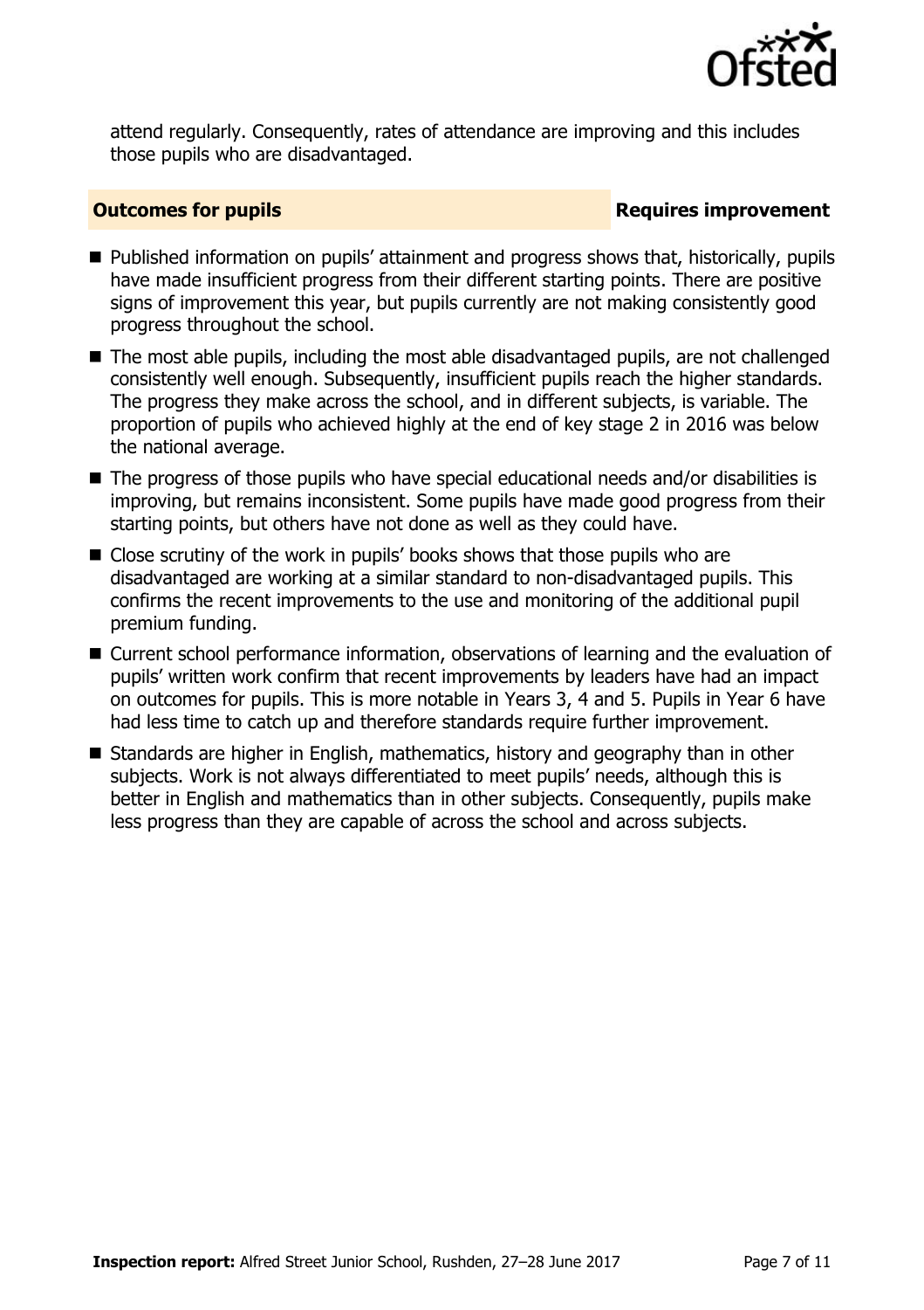attend regularly. Consequently, rates of attendance are improving and this includes those pupils who are disadvantaged.

## Outcomes for pupils — Requires improvement

- Published information on pupils' attainment and progress shows that, historically, pupils have made insufficient progress from their different starting points. There are positive signs of improvement this year, but pupils currently are not making consistently good progress throughout the school.
- The most able pupils, including the most able disadvantaged pupils, are not challenged consistently well enough. Subsequently, insufficient pupils reach the higher standards. The progress they make across the school, and in different subjects, is variable. The proportion of pupils who achieved highly at the end of key stage 2 in 2016 was below the national average.
- The progress of those pupils who have special educational needs and/or disabilities is improving, but remains inconsistent. Some pupils have made good progress from their starting points, but others have not done as well as they could have.
- Close scrutiny of the work in pupils' books shows that those pupils who are disadvantaged are working at a similar standard to non-disadvantaged pupils. This confirms the recent improvements to the use and monitoring of the additional pupil premium funding.
- Current school performance information, observations of learning and the evaluation of pupils' written work confirm that recent improvements by leaders have had an impact on outcomes for pupils. This is more notable in Years 3, 4 and 5. Pupils in Year 6 have had less time to catch up and therefore standards require further improvement.
- Standards are higher in English, mathematics, history and geography than in other subjects. Work is not always differentiated to meet pupils' needs, although this is better in English and mathematics than in other subjects. Consequently, pupils make less progress than they are capable of across the school and across subjects.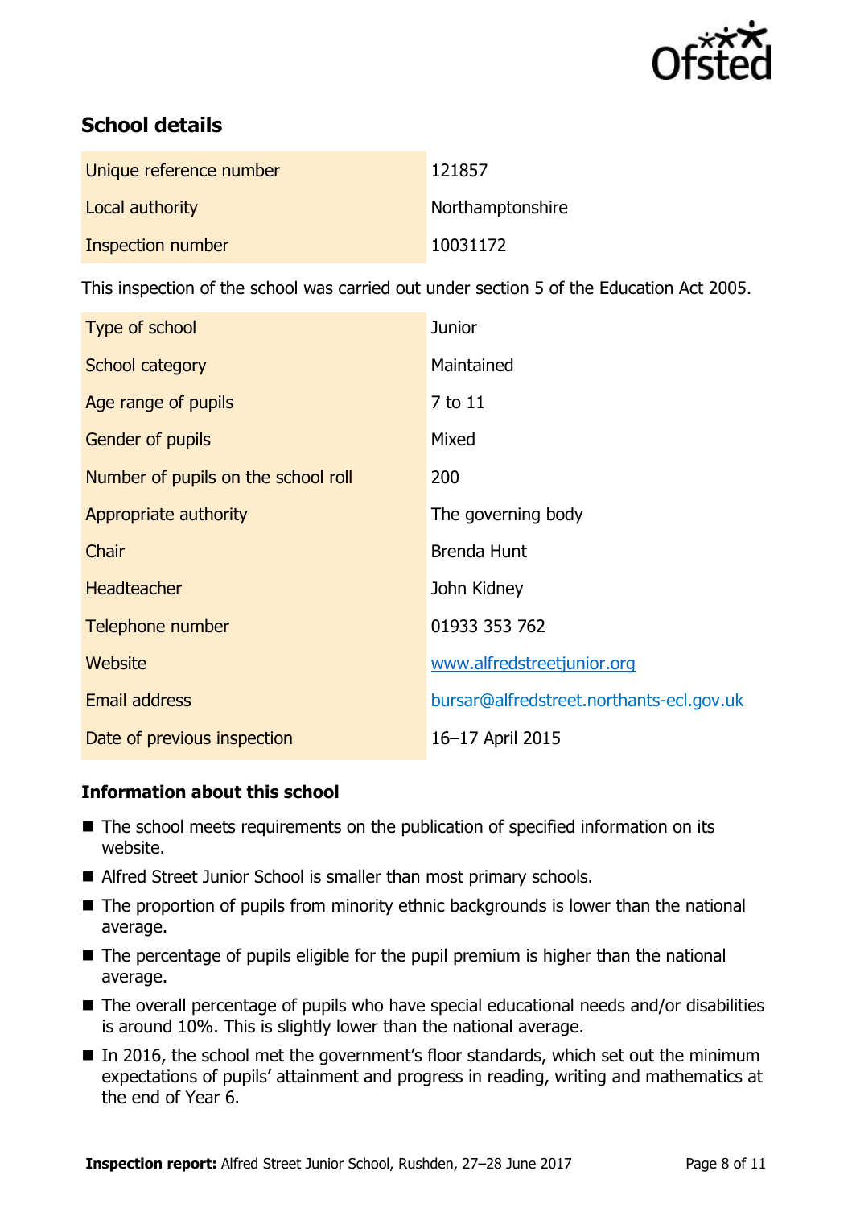## School details

| | |
|---|---|
| Unique reference number | 121857 |
| Local authority | Northamptonshire |
| Inspection number | 10031172 |

This inspection of the school was carried out under section 5 of the Education Act 2005.

| | |
|---|---|
| Type of school | Junior |
| School category | Maintained |
| Age range of pupils | 7 to 11 |
| Gender of pupils | Mixed |
| Number of pupils on the school roll | 200 |
| Appropriate authority | The governing body |
| Chair | Brenda Hunt |
| Headteacher | John Kidney |
| Telephone number | 01933 353 762 |
| Website | www.alfredstreetjunior.org |
| Email address | bursar@alfredstreet.northants-ecl.gov.uk |
| Date of previous inspection | 16–17 April 2015 |

### Information about this school

- The school meets requirements on the publication of specified information on its website.
- Alfred Street Junior School is smaller than most primary schools.
- The proportion of pupils from minority ethnic backgrounds is lower than the national average.
- The percentage of pupils eligible for the pupil premium is higher than the national average.
- The overall percentage of pupils who have special educational needs and/or disabilities is around 10%. This is slightly lower than the national average.
- In 2016, the school met the government's floor standards, which set out the minimum expectations of pupils' attainment and progress in reading, writing and mathematics at the end of Year 6.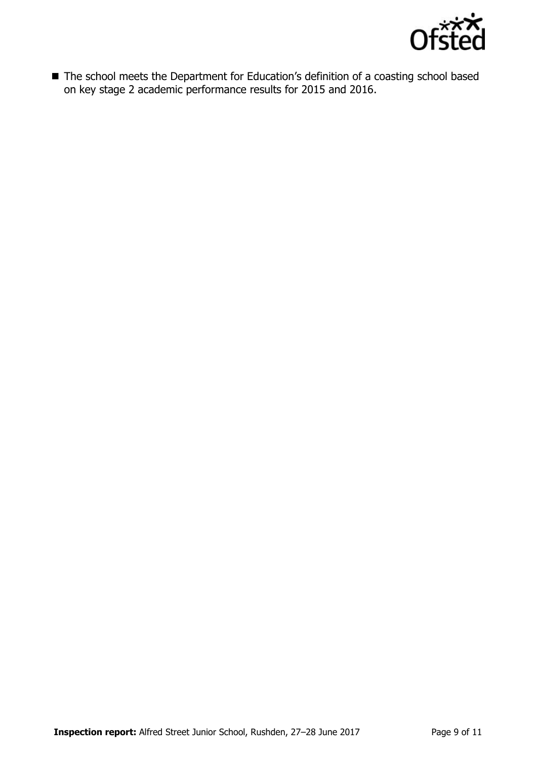- The school meets the Department for Education's definition of a coasting school based on key stage 2 academic performance results for 2015 and 2016.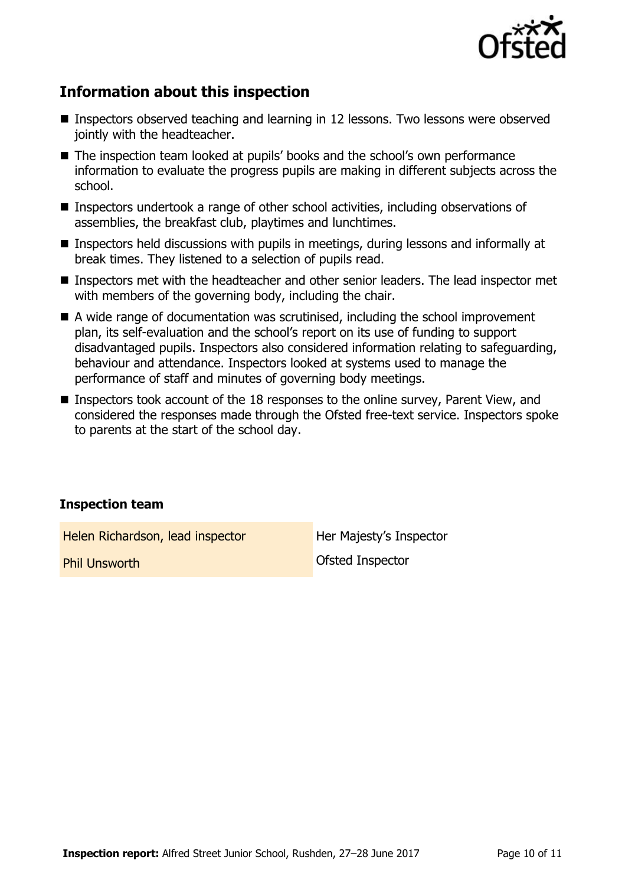## Information about this inspection

- Inspectors observed teaching and learning in 12 lessons. Two lessons were observed jointly with the headteacher.
- The inspection team looked at pupils' books and the school's own performance information to evaluate the progress pupils are making in different subjects across the school.
- Inspectors undertook a range of other school activities, including observations of assemblies, the breakfast club, playtimes and lunchtimes.
- Inspectors held discussions with pupils in meetings, during lessons and informally at break times. They listened to a selection of pupils read.
- Inspectors met with the headteacher and other senior leaders. The lead inspector met with members of the governing body, including the chair.
- A wide range of documentation was scrutinised, including the school improvement plan, its self-evaluation and the school's report on its use of funding to support disadvantaged pupils. Inspectors also considered information relating to safeguarding, behaviour and attendance. Inspectors looked at systems used to manage the performance of staff and minutes of governing body meetings.
- Inspectors took account of the 18 responses to the online survey, Parent View, and considered the responses made through the Ofsted free-text service. Inspectors spoke to parents at the start of the school day.

### Inspection team

| | |
|---|---|
| Helen Richardson, lead inspector | Her Majesty's Inspector |
| Phil Unsworth | Ofsted Inspector |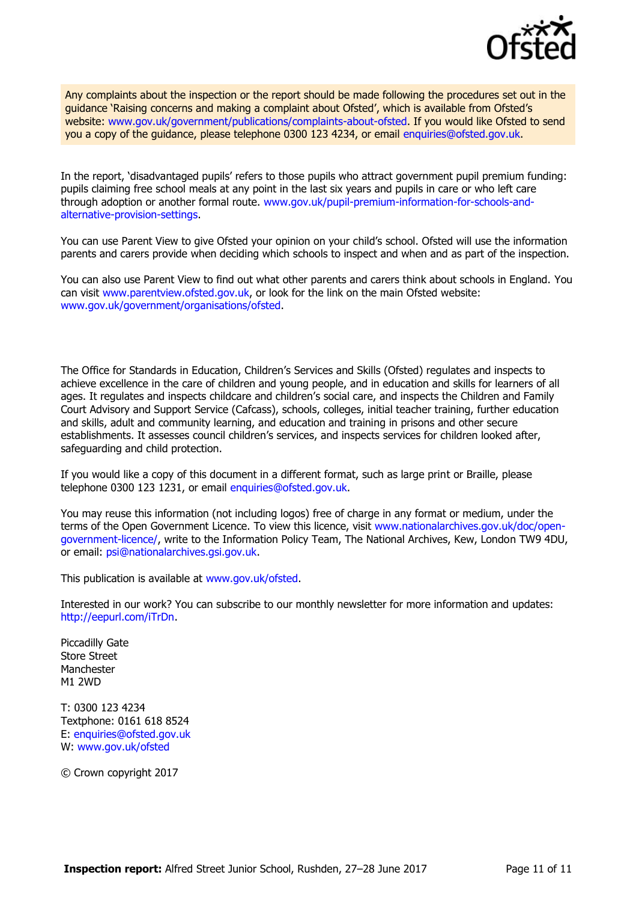Any complaints about the inspection or the report should be made following the procedures set out in the guidance 'Raising concerns and making a complaint about Ofsted', which is available from Ofsted's website: www.gov.uk/government/publications/complaints-about-ofsted. If you would like Ofsted to send you a copy of the guidance, please telephone 0300 123 4234, or email enquiries@ofsted.gov.uk.

In the report, 'disadvantaged pupils' refers to those pupils who attract government pupil premium funding: pupils claiming free school meals at any point in the last six years and pupils in care or who left care through adoption or another formal route. www.gov.uk/pupil-premium-information-for-schools-and-alternative-provision-settings.

You can use Parent View to give Ofsted your opinion on your child's school. Ofsted will use the information parents and carers provide when deciding which schools to inspect and when and as part of the inspection.

You can also use Parent View to find out what other parents and carers think about schools in England. You can visit www.parentview.ofsted.gov.uk, or look for the link on the main Ofsted website: www.gov.uk/government/organisations/ofsted.

The Office for Standards in Education, Children's Services and Skills (Ofsted) regulates and inspects to achieve excellence in the care of children and young people, and in education and skills for learners of all ages. It regulates and inspects childcare and children's social care, and inspects the Children and Family Court Advisory and Support Service (Cafcass), schools, colleges, initial teacher training, further education and skills, adult and community learning, and education and training in prisons and other secure establishments. It assesses council children's services, and inspects services for children looked after, safeguarding and child protection.

If you would like a copy of this document in a different format, such as large print or Braille, please telephone 0300 123 1231, or email enquiries@ofsted.gov.uk.

You may reuse this information (not including logos) free of charge in any format or medium, under the terms of the Open Government Licence. To view this licence, visit www.nationalarchives.gov.uk/doc/open-government-licence/, write to the Information Policy Team, The National Archives, Kew, London TW9 4DU, or email: psi@nationalarchives.gsi.gov.uk.

This publication is available at www.gov.uk/ofsted.

Interested in our work? You can subscribe to our monthly newsletter for more information and updates: http://eepurl.com/iTrDn.

Piccadilly Gate  
Store Street  
Manchester  
M1 2WD

T: 0300 123 4234  
Textphone: 0161 618 8524  
E: enquiries@ofsted.gov.uk  
W: www.gov.uk/ofsted

© Crown copyright 2017